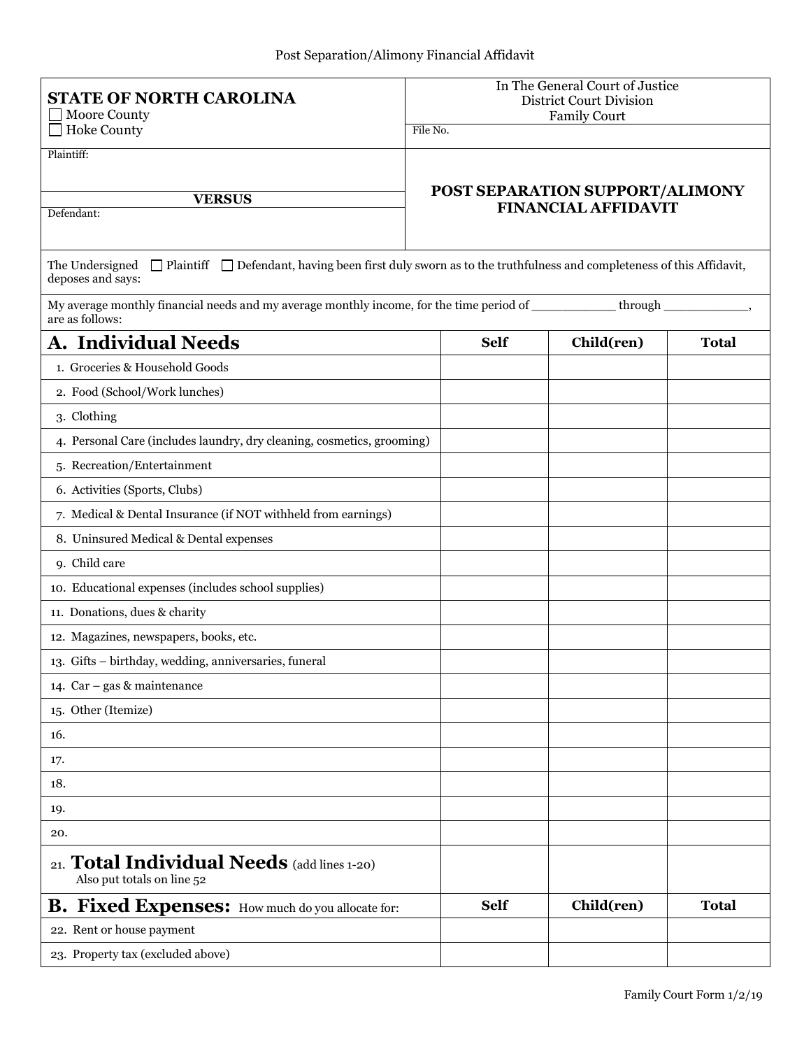Post Separation/Alimony Financial Affidavit

| **STATE OF NORTH CAROLINA**<br>☐ Moore County<br>☐ Hoke County | In The General Court of Justice<br>District Court Division<br>Family Court<br>File No. |
|---|---|
| Plaintiff:<br><br>**VERSUS**<br>Defendant: | **POST SEPARATION SUPPORT/ALIMONY FINANCIAL AFFIDAVIT** |

The Undersigned ☐ Plaintiff ☐ Defendant, having been first duly sworn as to the truthfulness and completeness of this Affidavit, deposes and says:

My average monthly financial needs and my average monthly income, for the time period of ___________ through ___________, are as follows:

| A. Individual Needs | Self | Child(ren) | Total |
|---|---|---|---|
| 1. Groceries & Household Goods | | | |
| 2. Food (School/Work lunches) | | | |
| 3. Clothing | | | |
| 4. Personal Care (includes laundry, dry cleaning, cosmetics, grooming) | | | |
| 5. Recreation/Entertainment | | | |
| 6. Activities (Sports, Clubs) | | | |
| 7. Medical & Dental Insurance (if NOT withheld from earnings) | | | |
| 8. Uninsured Medical & Dental expenses | | | |
| 9. Child care | | | |
| 10. Educational expenses (includes school supplies) | | | |
| 11. Donations, dues & charity | | | |
| 12. Magazines, newspapers, books, etc. | | | |
| 13. Gifts – birthday, wedding, anniversaries, funeral | | | |
| 14. Car – gas & maintenance | | | |
| 15. Other (Itemize) | | | |
| 16. | | | |
| 17. | | | |
| 18. | | | |
| 19. | | | |
| 20. | | | |
| 21. **Total Individual Needs** (add lines 1-20)<br>Also put totals on line 52 | | | |
| **B. Fixed Expenses:** How much do you allocate for: | **Self** | **Child(ren)** | **Total** |
| 22. Rent or house payment | | | |
| 23. Property tax (excluded above) | | | |

Family Court Form 1/2/19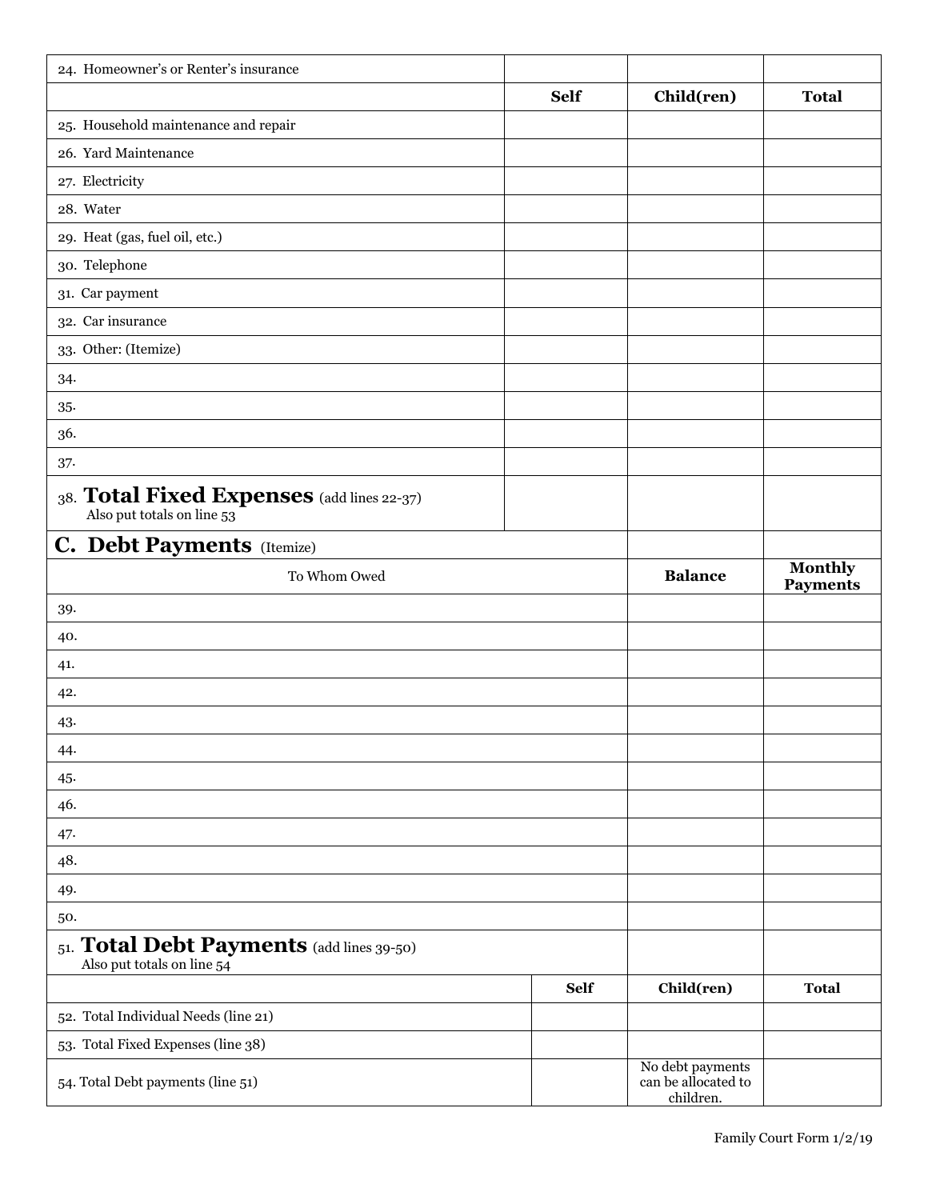| 24. Homeowner's or Renter's insurance | | | |
|---|---|---|---|
| | **Self** | **Child(ren)** | **Total** |
| 25. Household maintenance and repair | | | |
| 26. Yard Maintenance | | | |
| 27. Electricity | | | |
| 28. Water | | | |
| 29. Heat (gas, fuel oil, etc.) | | | |
| 30. Telephone | | | |
| 31. Car payment | | | |
| 32. Car insurance | | | |
| 33. Other: (Itemize) | | | |
| 34. | | | |
| 35. | | | |
| 36. | | | |
| 37. | | | |
| 38. **Total Fixed Expenses** (add lines 22-37) Also put totals on line 53 | | | |

## C. Debt Payments (Itemize)

| To Whom Owed | **Balance** | **Monthly Payments** |
|---|---|---|
| 39. | | |
| 40. | | |
| 41. | | |
| 42. | | |
| 43. | | |
| 44. | | |
| 45. | | |
| 46. | | |
| 47. | | |
| 48. | | |
| 49. | | |
| 50. | | |
| 51. **Total Debt Payments** (add lines 39-50) Also put totals on line 54 | | |

| | **Self** | **Child(ren)** | **Total** |
|---|---|---|---|
| 52. Total Individual Needs (line 21) | | | |
| 53. Total Fixed Expenses (line 38) | | | |
| 54. Total Debt payments (line 51) | | No debt payments can be allocated to children. | |

Family Court Form 1/2/19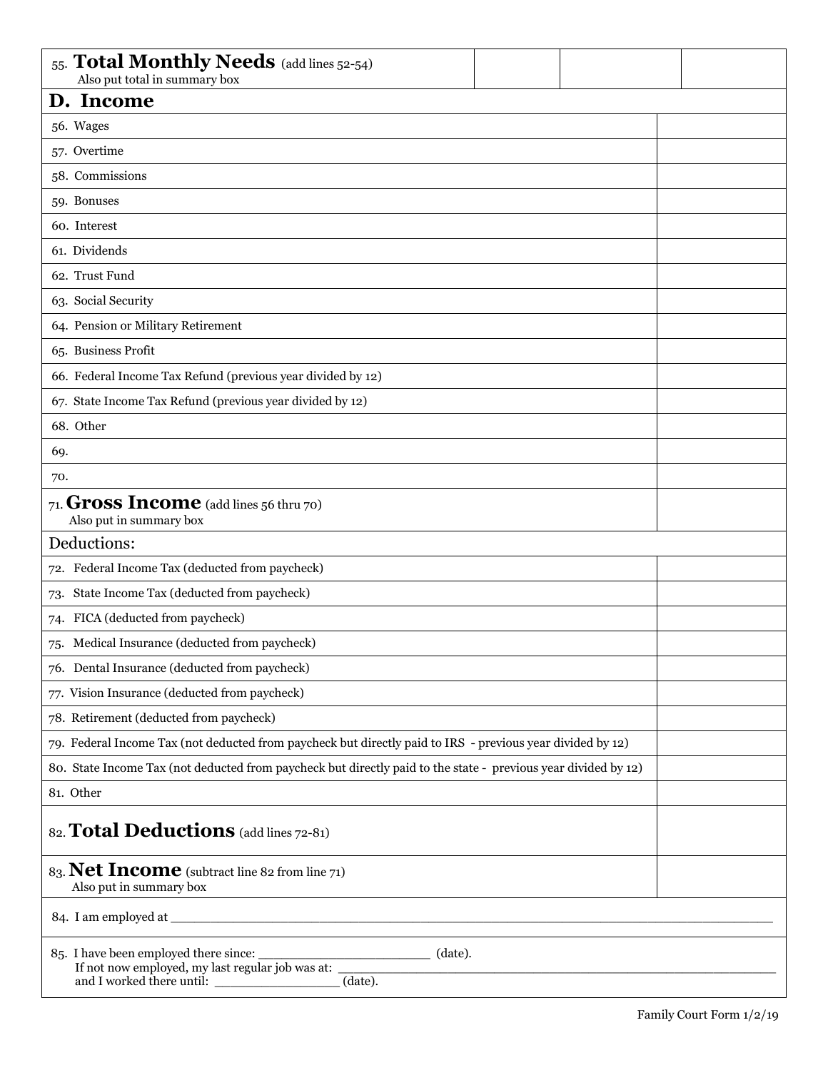| 55. **Total Monthly Needs** (add lines 52-54) Also put total in summary box | | | |
|---|---|---|---|

## D. Income

| | |
|---|---|
| 56. Wages | |
| 57. Overtime | |
| 58. Commissions | |
| 59. Bonuses | |
| 60. Interest | |
| 61. Dividends | |
| 62. Trust Fund | |
| 63. Social Security | |
| 64. Pension or Military Retirement | |
| 65. Business Profit | |
| 66. Federal Income Tax Refund (previous year divided by 12) | |
| 67. State Income Tax Refund (previous year divided by 12) | |
| 68. Other | |
| 69. | |
| 70. | |
| 71. **Gross Income** (add lines 56 thru 70) Also put in summary box | |
| Deductions: | |
| 72. Federal Income Tax (deducted from paycheck) | |
| 73. State Income Tax (deducted from paycheck) | |
| 74. FICA (deducted from paycheck) | |
| 75. Medical Insurance (deducted from paycheck) | |
| 76. Dental Insurance (deducted from paycheck) | |
| 77. Vision Insurance (deducted from paycheck) | |
| 78. Retirement (deducted from paycheck) | |
| 79. Federal Income Tax (not deducted from paycheck but directly paid to IRS - previous year divided by 12) | |
| 80. State Income Tax (not deducted from paycheck but directly paid to the state - previous year divided by 12) | |
| 81. Other | |
| 82. **Total Deductions** (add lines 72-81) | |
| 83. **Net Income** (subtract line 82 from line 71) Also put in summary box | |

84. I am employed at ______________________________________________________________

85. I have been employed there since: ______________________ (date).
If not now employed, my last regular job was at: ______________________________________________
and I worked there until: ________________ (date).

Family Court Form 1/2/19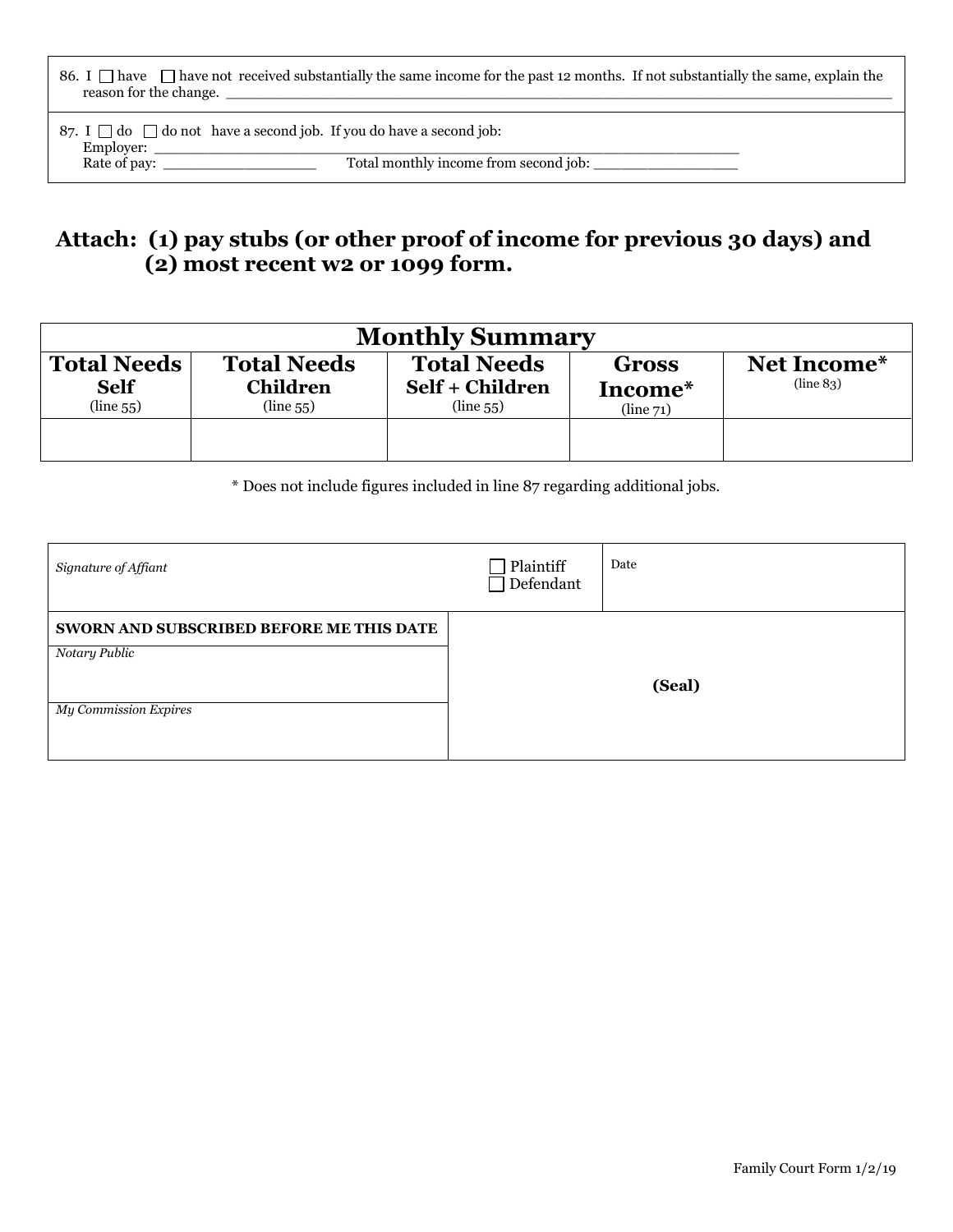86. I ☐ have ☐ have not received substantially the same income for the past 12 months. If not substantially the same, explain the reason for the change. ______________________________________________________________________________

87. I ☐ do ☐ do not have a second job. If you do have a second job:
Employer: ______________________________________________________________________
Rate of pay: _________________ Total monthly income from second job: ________________

## Attach: (1) pay stubs (or other proof of income for previous 30 days) and (2) most recent w2 or 1099 form.

| Monthly Summary | | | | |
|---|---|---|---|---|
| **Total Needs Self** (line 55) | **Total Needs Children** (line 55) | **Total Needs Self + Children** (line 55) | **Gross Income*** (line 71) | **Net Income*** (line 83) |
| | | | | |

* Does not include figures included in line 87 regarding additional jobs.

| | | |
|---|---|---|
| *Signature of Affiant* | ☐ Plaintiff ☐ Defendant | Date |
| **SWORN AND SUBSCRIBED BEFORE ME THIS DATE** | | **(Seal)** |
| *Notary Public* | | |
| *My Commission Expires* | | |

Family Court Form 1/2/19